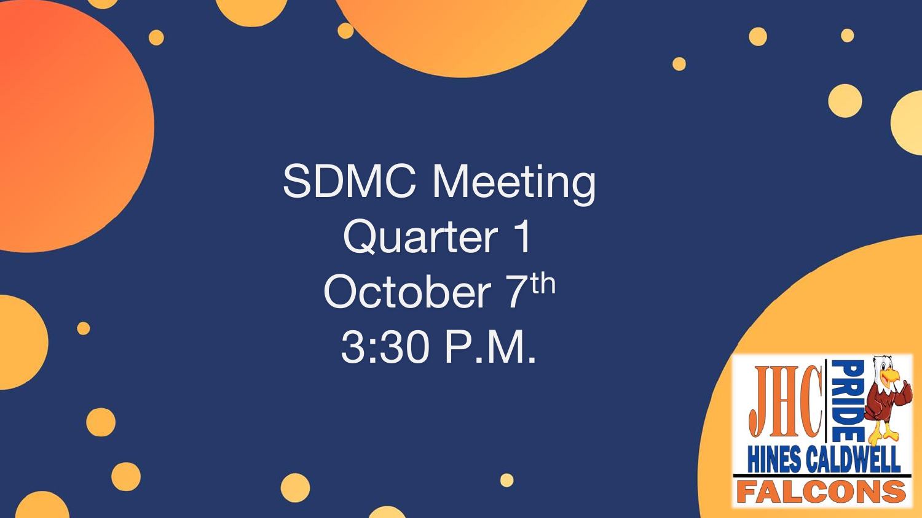# SDMC Meeting

Quarter 1

October 7th

3:30 P.M.

JHC PRIDE

HINES CALDWELL

FALCONS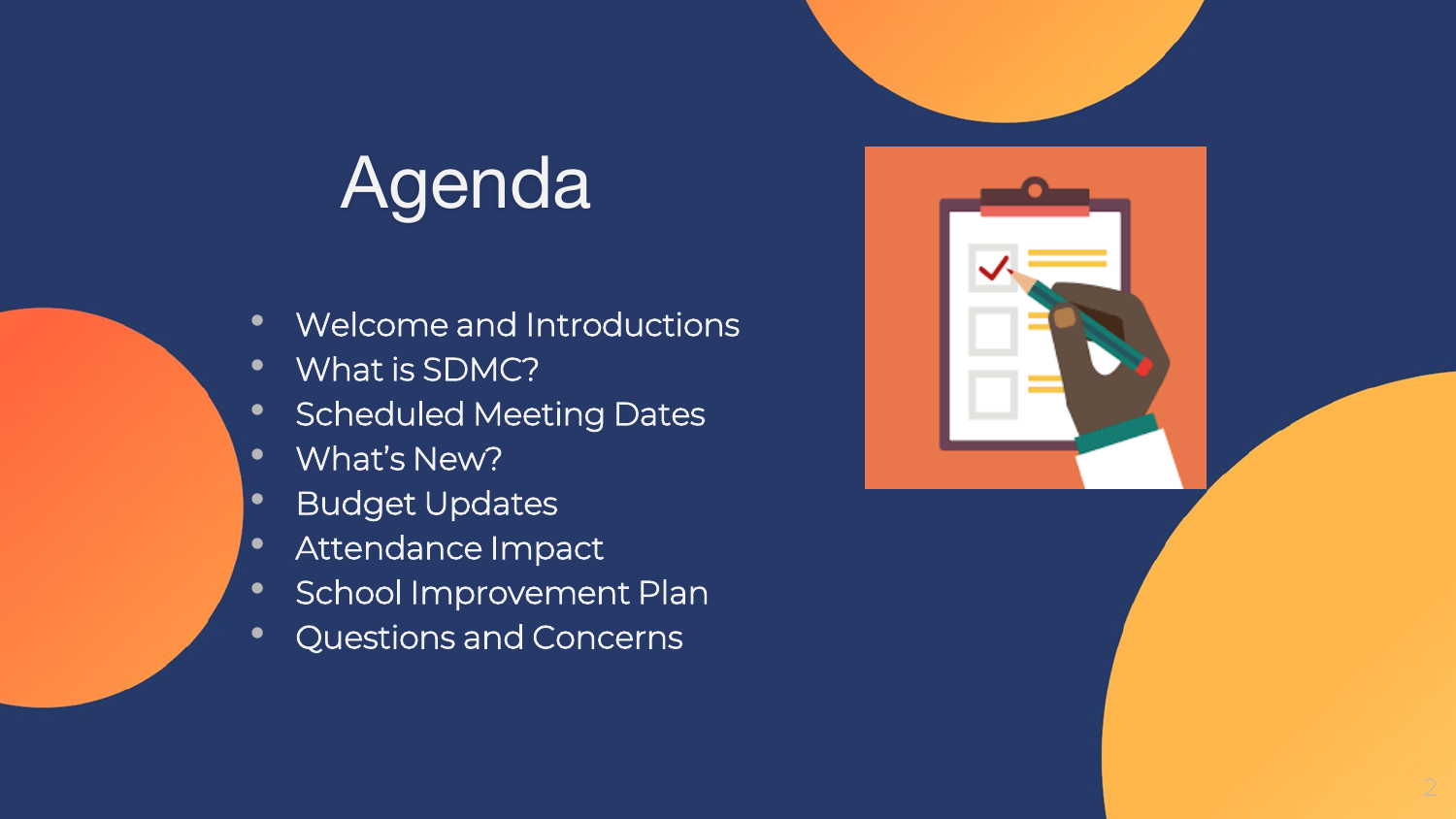# Agenda

- Welcome and Introductions
- What is SDMC?
- Scheduled Meeting Dates
- What's New?
- Budget Updates
- Attendance Impact
- School Improvement Plan
- Questions and Concerns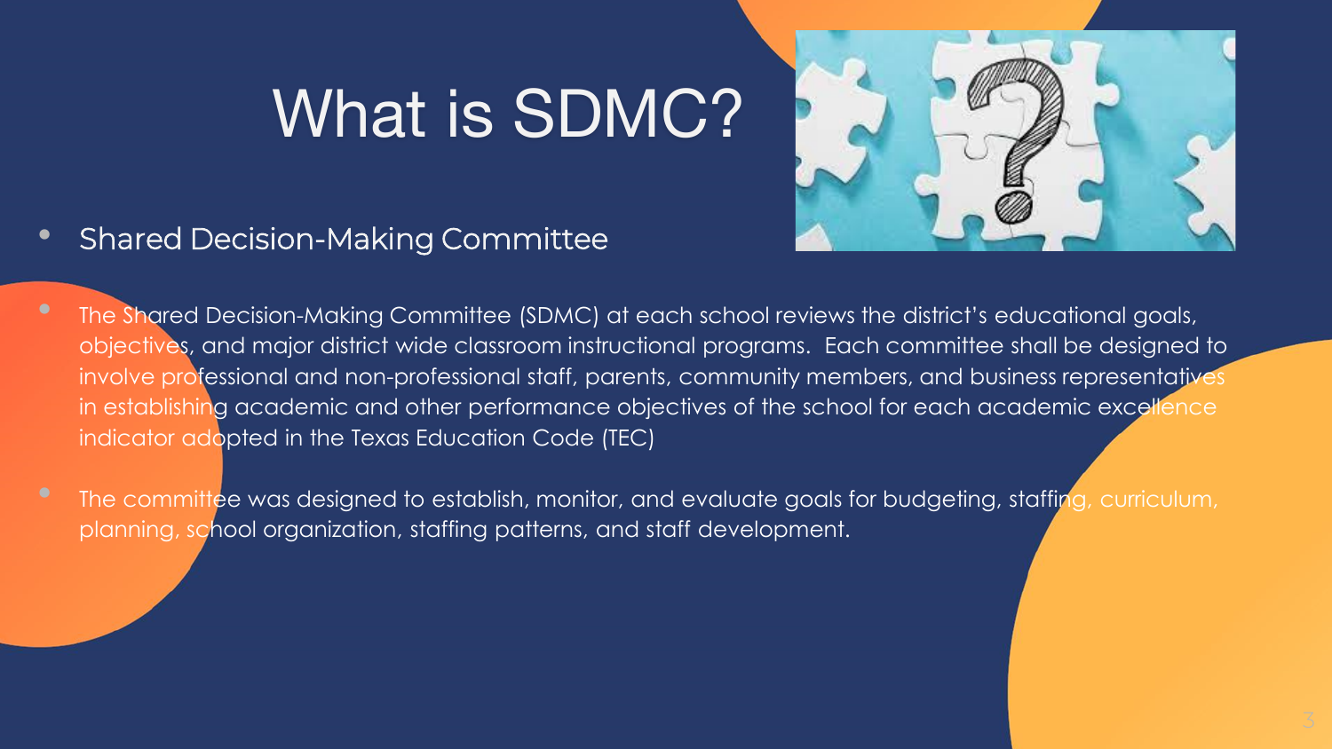# What is SDMC?

- Shared Decision-Making Committee

- The Shared Decision-Making Committee (SDMC) at each school reviews the district's educational goals, objectives, and major district wide classroom instructional programs. Each committee shall be designed to involve professional and non-professional staff, parents, community members, and business representatives in establishing academic and other performance objectives of the school for each academic excellence indicator adopted in the Texas Education Code (TEC)

- The committee was designed to establish, monitor, and evaluate goals for budgeting, staffing, curriculum, planning, school organization, staffing patterns, and staff development.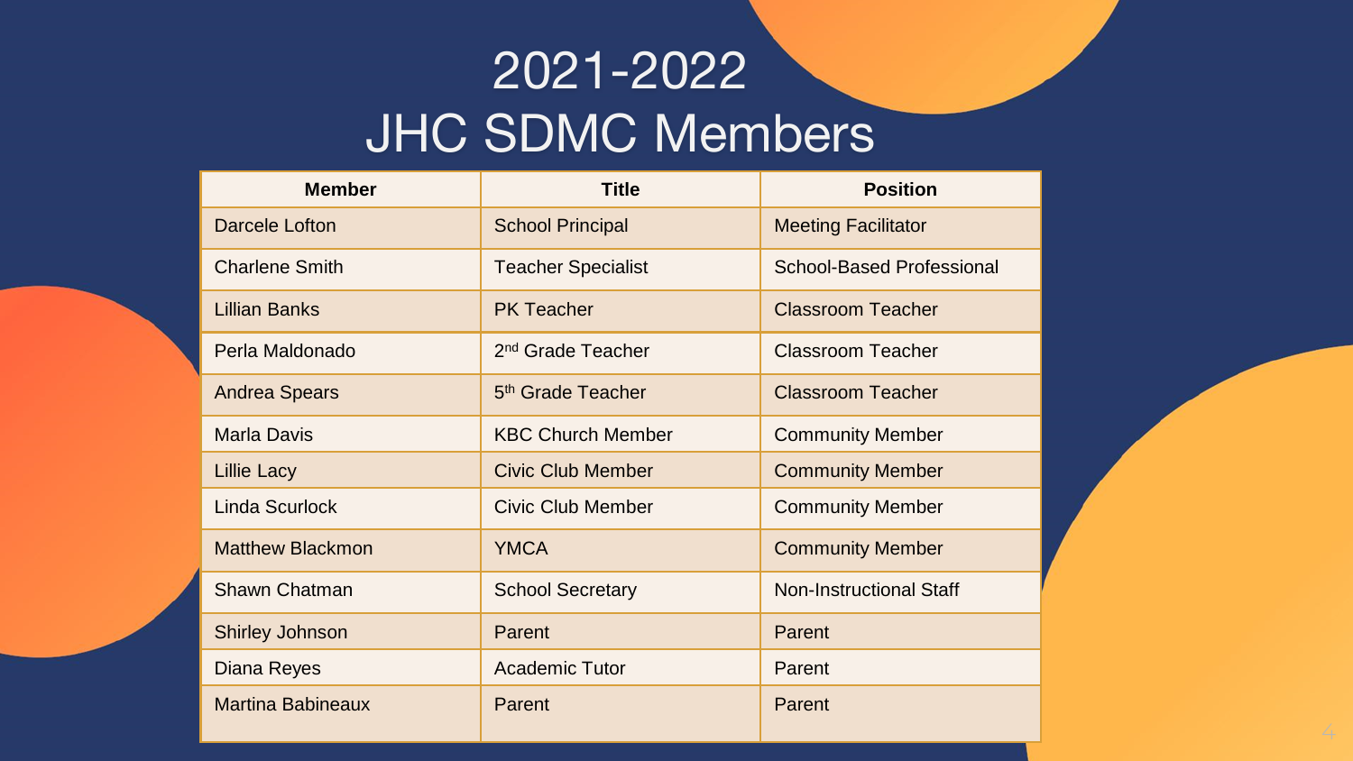# 2021-2022 JHC SDMC Members

| Member | Title | Position |
| --- | --- | --- |
| Darcele Lofton | School Principal | Meeting Facilitator |
| Charlene Smith | Teacher Specialist | School-Based Professional |
| Lillian Banks | PK Teacher | Classroom Teacher |
| Perla Maldonado | 2nd Grade Teacher | Classroom Teacher |
| Andrea Spears | 5th Grade Teacher | Classroom Teacher |
| Marla Davis | KBC Church Member | Community Member |
| Lillie Lacy | Civic Club Member | Community Member |
| Linda Scurlock | Civic Club Member | Community Member |
| Matthew Blackmon | YMCA | Community Member |
| Shawn Chatman | School Secretary | Non-Instructional Staff |
| Shirley Johnson | Parent | Parent |
| Diana Reyes | Academic Tutor | Parent |
| Martina Babineaux | Parent | Parent |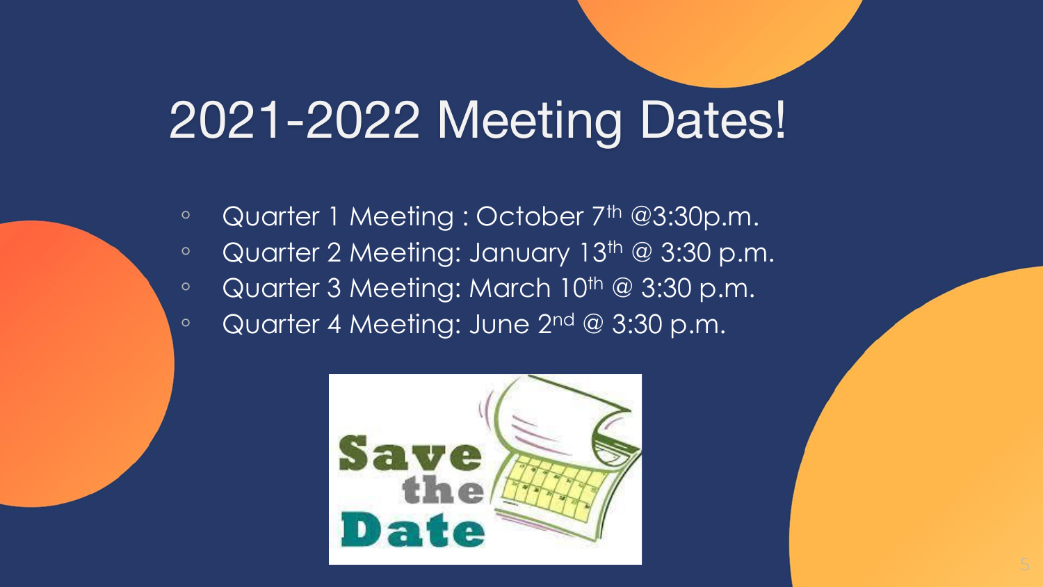# 2021-2022 Meeting Dates!

- Quarter 1 Meeting : October 7th @3:30p.m.
- Quarter 2 Meeting: January 13th @ 3:30 p.m.
- Quarter 3 Meeting: March 10th @ 3:30 p.m.
- Quarter 4 Meeting: June 2nd @ 3:30 p.m.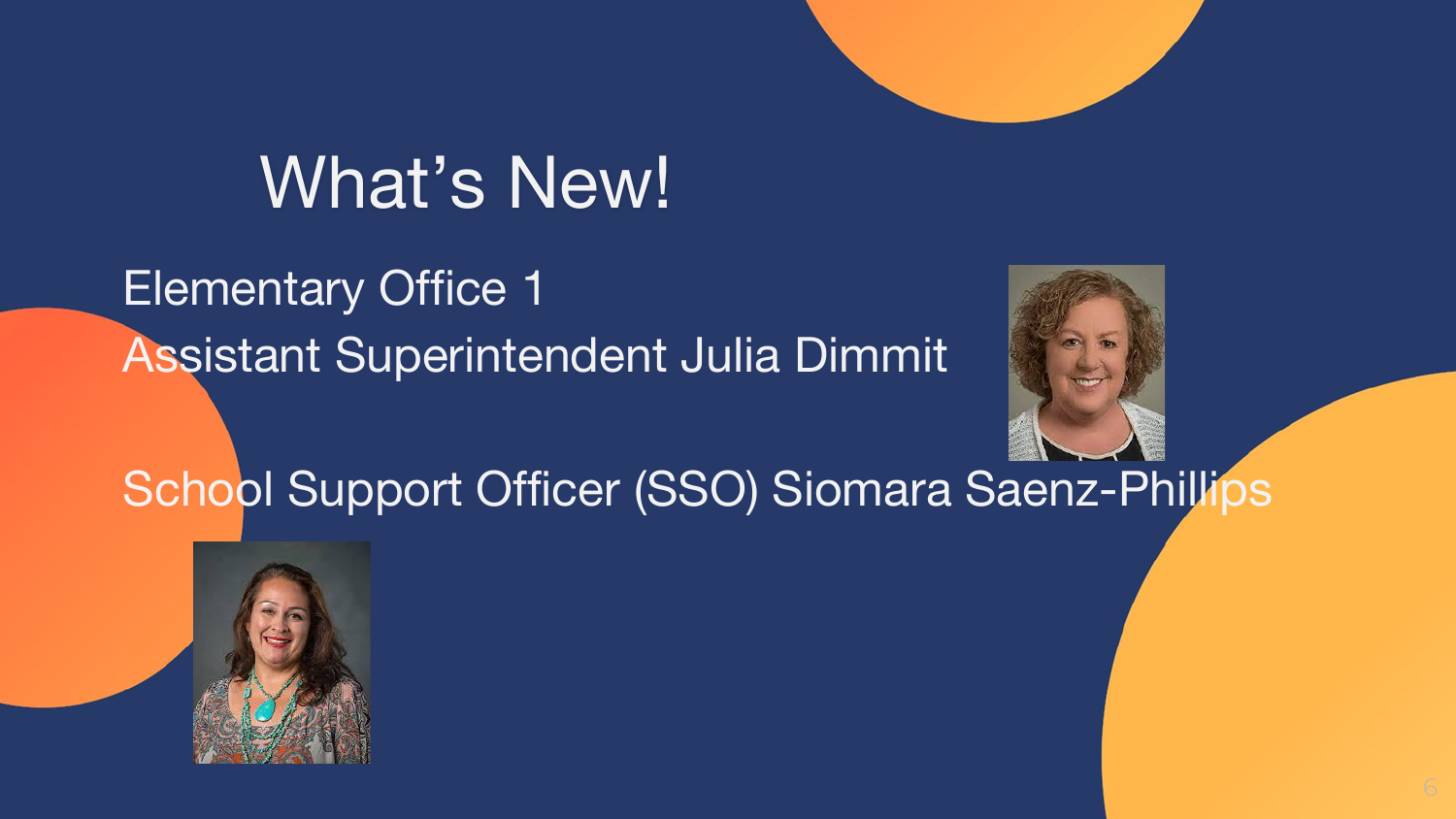# What's New!

Elementary Office 1
Assistant Superintendent Julia Dimmit

School Support Officer (SSO) Siomara Saenz-Phillips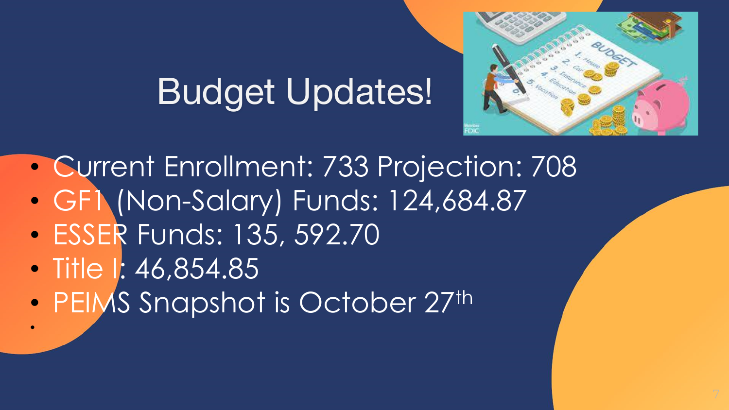# Budget Updates!

- Current Enrollment: 733 Projection: 708
- GF1 (Non-Salary) Funds: 124,684.87
- ESSER Funds: 135, 592.70
- Title I: 46,854.85
- PEIMS Snapshot is October 27th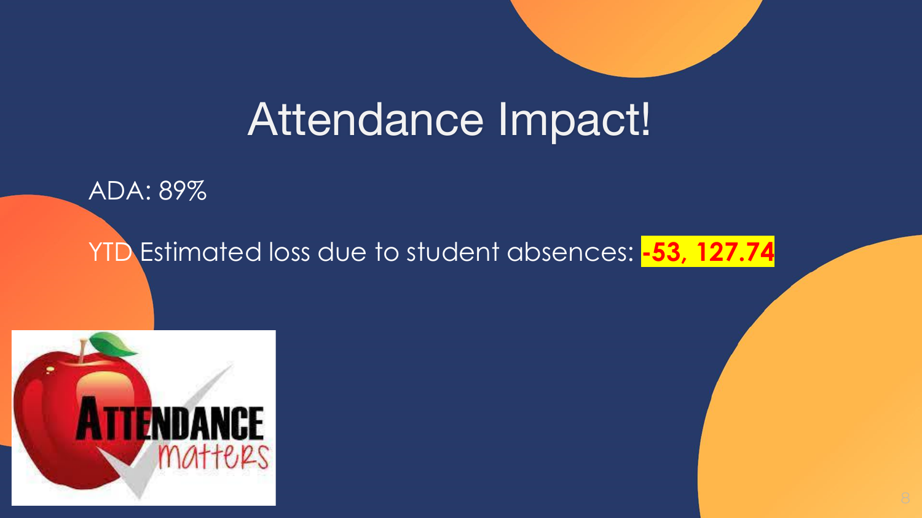# Attendance Impact!

ADA: 89%

YTD Estimated loss due to student absences: **-53, 127.74**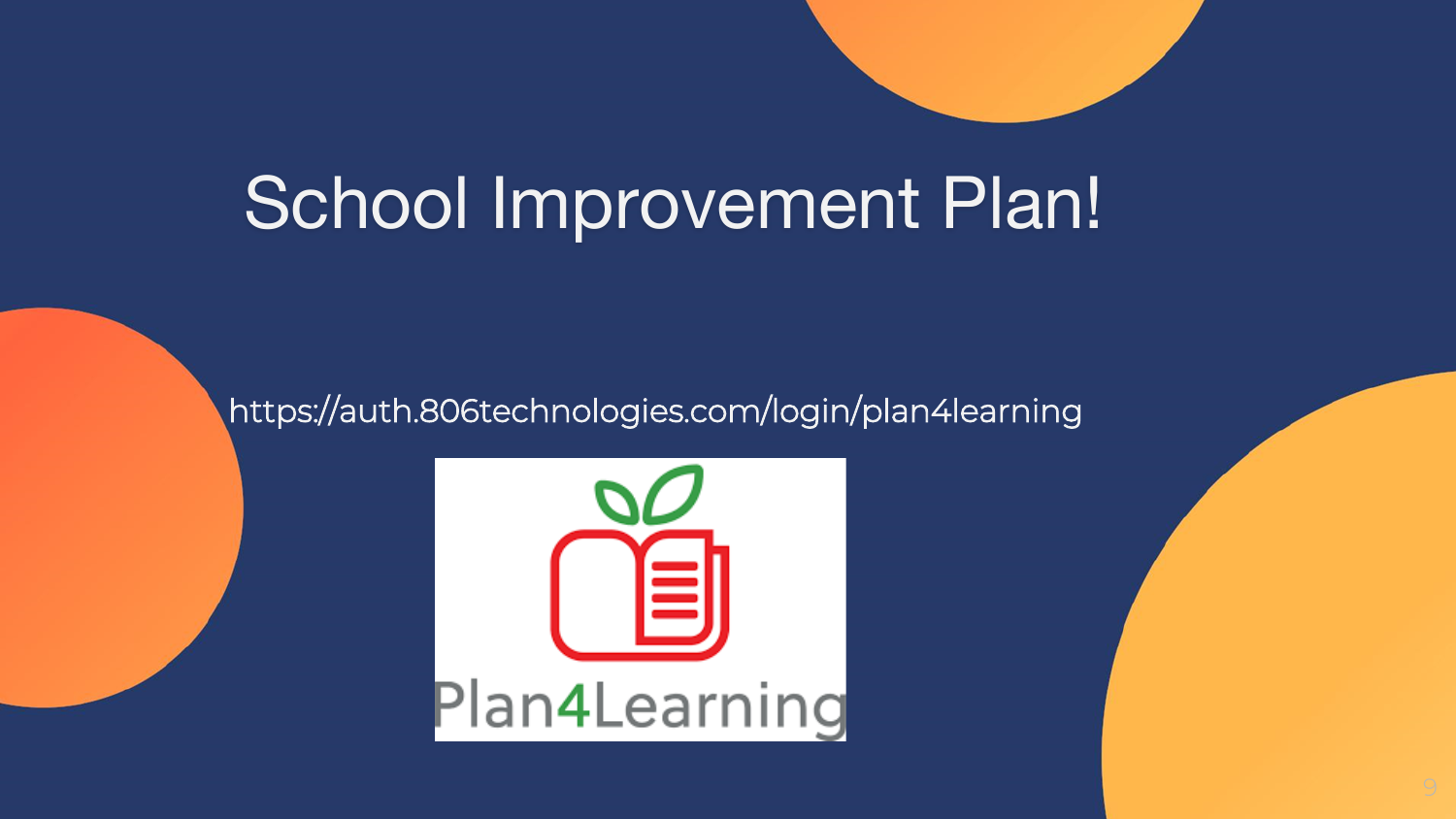# School Improvement Plan!

https://auth.806technologies.com/login/plan4learning

Plan4Learning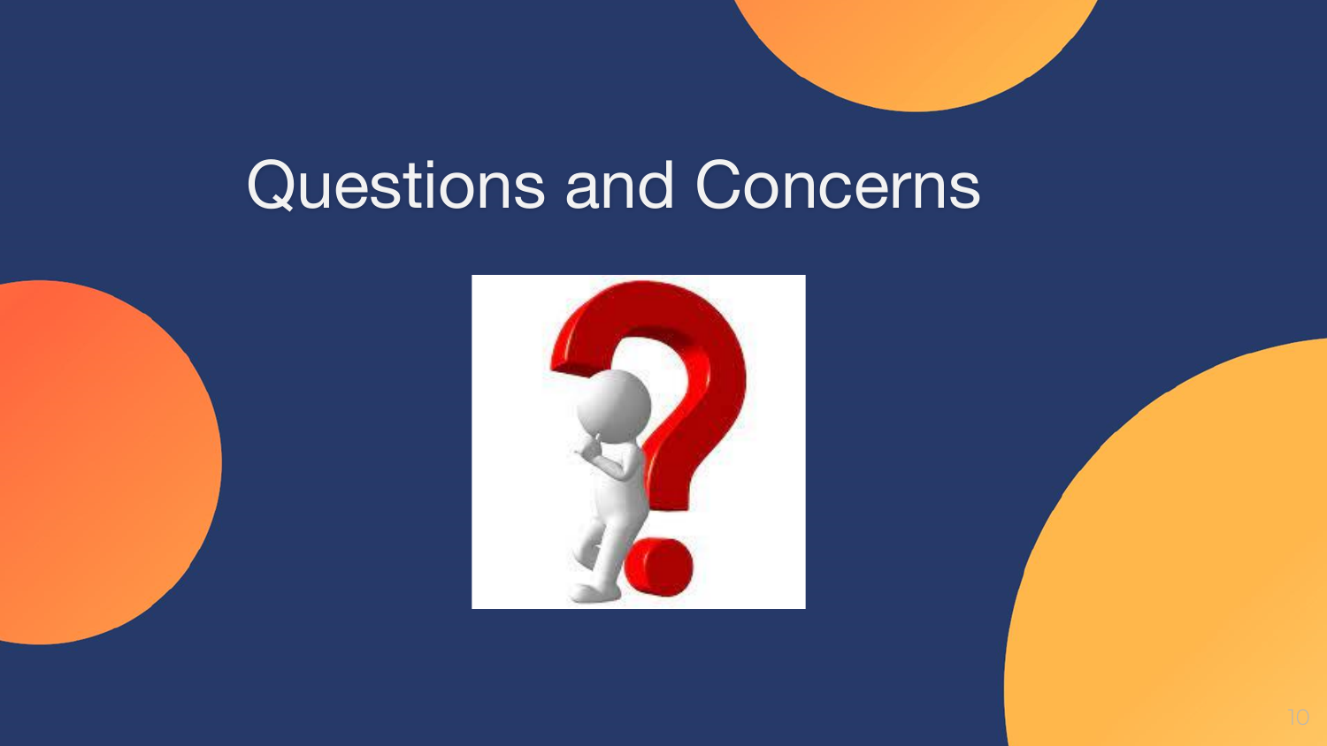# Questions and Concerns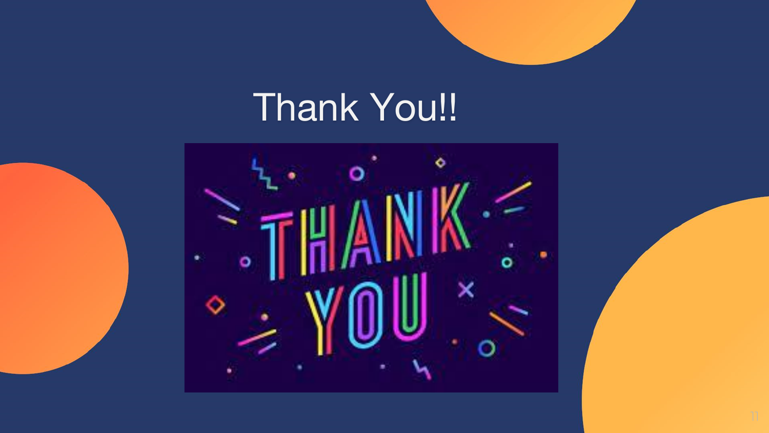# Thank You!!